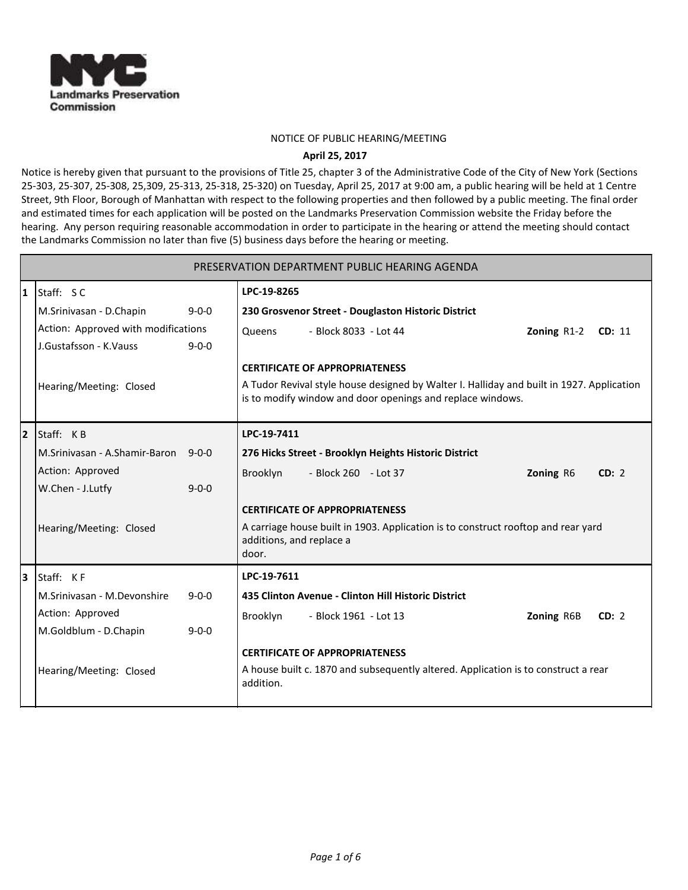NYC Landmarks Preservation Commission

NOTICE OF PUBLIC HEARING/MEETING

**April 25, 2017**

Notice is hereby given that pursuant to the provisions of Title 25, chapter 3 of the Administrative Code of the City of New York (Sections 25-303, 25-307, 25-308, 25,309, 25-313, 25-318, 25-320) on Tuesday, April 25, 2017 at 9:00 am, a public hearing will be held at 1 Centre Street, 9th Floor, Borough of Manhattan with respect to the following properties and then followed by a public meeting. The final order and estimated times for each application will be posted on the Landmarks Preservation Commission website the Friday before the hearing. Any person requiring reasonable accommodation in order to participate in the hearing or attend the meeting should contact the Landmarks Commission no later than five (5) business days before the hearing or meeting.

## PRESERVATION DEPARTMENT PUBLIC HEARING AGENDA

| # | Staff / Action | Application |
|---|---|---|
| 1 | Staff: S C<br>M.Srinivasan - D.Chapin 9-0-0<br>Action: Approved with modifications<br>J.Gustafsson - K.Vauss 9-0-0<br><br>Hearing/Meeting: Closed | **LPC-19-8265**<br>**230 Grosvenor Street - Douglaston Historic District**<br>Queens - Block 8033 - Lot 44 **Zoning** R1-2 **CD:** 11<br><br>**CERTIFICATE OF APPROPRIATENESS**<br>A Tudor Revival style house designed by Walter I. Halliday and built in 1927. Application is to modify window and door openings and replace windows. |
| 2 | Staff: K B<br>M.Srinivasan - A.Shamir-Baron 9-0-0<br>Action: Approved<br>W.Chen - J.Lutfy 9-0-0<br><br>Hearing/Meeting: Closed | **LPC-19-7411**<br>**276 Hicks Street - Brooklyn Heights Historic District**<br>Brooklyn - Block 260 - Lot 37 **Zoning** R6 **CD:** 2<br><br>**CERTIFICATE OF APPROPRIATENESS**<br>A carriage house built in 1903. Application is to construct rooftop and rear yard additions, and replace a door. |
| 3 | Staff: K F<br>M.Srinivasan - M.Devonshire 9-0-0<br>Action: Approved<br>M.Goldblum - D.Chapin 9-0-0<br><br>Hearing/Meeting: Closed | **LPC-19-7611**<br>**435 Clinton Avenue - Clinton Hill Historic District**<br>Brooklyn - Block 1961 - Lot 13 **Zoning** R6B **CD:** 2<br><br>**CERTIFICATE OF APPROPRIATENESS**<br>A house built c. 1870 and subsequently altered. Application is to construct a rear addition. |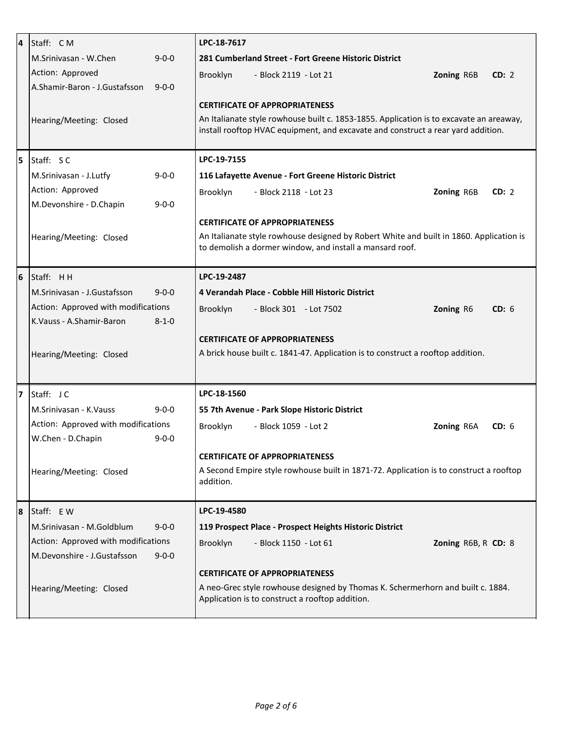| # | Staff / Action | Application |
| --- | --- | --- |
| 4 | Staff: C M<br>M.Srinivasan - W.Chen 9-0-0<br>Action: Approved<br>A.Shamir-Baron - J.Gustafsson 9-0-0<br><br>Hearing/Meeting: Closed | **LPC-18-7617**<br>**281 Cumberland Street - Fort Greene Historic District**<br>Brooklyn - Block 2119 - Lot 21 **Zoning** R6B **CD:** 2<br><br>**CERTIFICATE OF APPROPRIATENESS**<br>An Italianate style rowhouse built c. 1853-1855. Application is to excavate an areaway, install rooftop HVAC equipment, and excavate and construct a rear yard addition. |
| 5 | Staff: S C<br>M.Srinivasan - J.Lutfy 9-0-0<br>Action: Approved<br>M.Devonshire - D.Chapin 9-0-0<br><br>Hearing/Meeting: Closed | **LPC-19-7155**<br>**116 Lafayette Avenue - Fort Greene Historic District**<br>Brooklyn - Block 2118 - Lot 23 **Zoning** R6B **CD:** 2<br><br>**CERTIFICATE OF APPROPRIATENESS**<br>An Italianate style rowhouse designed by Robert White and built in 1860. Application is to demolish a dormer window, and install a mansard roof. |
| 6 | Staff: H H<br>M.Srinivasan - J.Gustafsson 9-0-0<br>Action: Approved with modifications<br>K.Vauss - A.Shamir-Baron 8-1-0<br><br>Hearing/Meeting: Closed | **LPC-19-2487**<br>**4 Verandah Place - Cobble Hill Historic District**<br>Brooklyn - Block 301 - Lot 7502 **Zoning** R6 **CD:** 6<br><br>**CERTIFICATE OF APPROPRIATENESS**<br>A brick house built c. 1841-47. Application is to construct a rooftop addition. |
| 7 | Staff: J C<br>M.Srinivasan - K.Vauss 9-0-0<br>Action: Approved with modifications<br>W.Chen - D.Chapin 9-0-0<br><br>Hearing/Meeting: Closed | **LPC-18-1560**<br>**55 7th Avenue - Park Slope Historic District**<br>Brooklyn - Block 1059 - Lot 2 **Zoning** R6A **CD:** 6<br><br>**CERTIFICATE OF APPROPRIATENESS**<br>A Second Empire style rowhouse built in 1871-72. Application is to construct a rooftop addition. |
| 8 | Staff: E W<br>M.Srinivasan - M.Goldblum 9-0-0<br>Action: Approved with modifications<br>M.Devonshire - J.Gustafsson 9-0-0<br><br>Hearing/Meeting: Closed | **LPC-19-4580**<br>**119 Prospect Place - Prospect Heights Historic District**<br>Brooklyn - Block 1150 - Lot 61 **Zoning** R6B, R **CD:** 8<br><br>**CERTIFICATE OF APPROPRIATENESS**<br>A neo-Grec style rowhouse designed by Thomas K. Schermerhorn and built c. 1884. Application is to construct a rooftop addition. |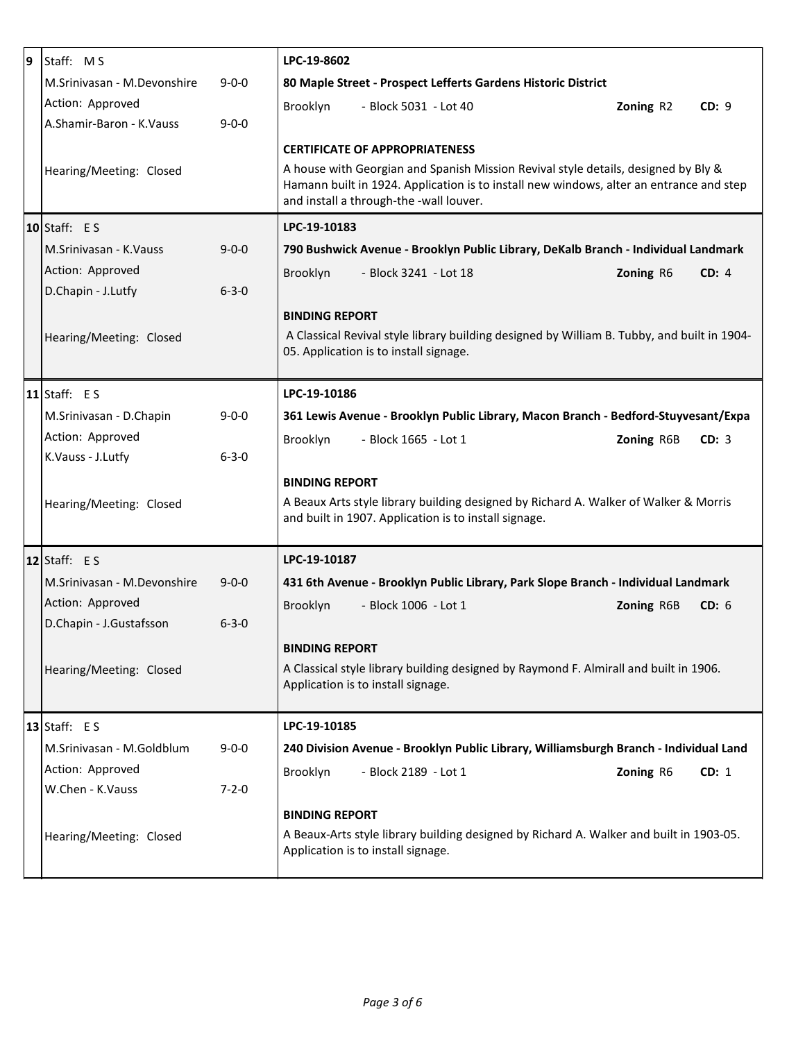| # | Staff / Votes | | Application |
|---|---|---|---|
| 9 | Staff: M S<br>M.Srinivasan - M.Devonshire<br>Action: Approved<br>A.Shamir-Baron - K.Vauss<br><br>Hearing/Meeting: Closed | 9-0-0<br><br>9-0-0 | **LPC-19-8602**<br>**80 Maple Street - Prospect Lefferts Gardens Historic District**<br>Brooklyn - Block 5031 - Lot 40 **Zoning** R2 **CD:** 9<br><br>**CERTIFICATE OF APPROPRIATENESS**<br>A house with Georgian and Spanish Mission Revival style details, designed by Bly & Hamann built in 1924. Application is to install new windows, alter an entrance and step and install a through-the -wall louver. |
| 10 | Staff: E S<br>M.Srinivasan - K.Vauss<br>Action: Approved<br>D.Chapin - J.Lutfy<br><br>Hearing/Meeting: Closed | 9-0-0<br><br>6-3-0 | **LPC-19-10183**<br>**790 Bushwick Avenue - Brooklyn Public Library, DeKalb Branch - Individual Landmark**<br>Brooklyn - Block 3241 - Lot 18 **Zoning** R6 **CD:** 4<br><br>**BINDING REPORT**<br>A Classical Revival style library building designed by William B. Tubby, and built in 1904-05. Application is to install signage. |
| 11 | Staff: E S<br>M.Srinivasan - D.Chapin<br>Action: Approved<br>K.Vauss - J.Lutfy<br><br>Hearing/Meeting: Closed | 9-0-0<br><br>6-3-0 | **LPC-19-10186**<br>**361 Lewis Avenue - Brooklyn Public Library, Macon Branch - Bedford-Stuyvesant/Expa**<br>Brooklyn - Block 1665 - Lot 1 **Zoning** R6B **CD:** 3<br><br>**BINDING REPORT**<br>A Beaux Arts style library building designed by Richard A. Walker of Walker & Morris and built in 1907. Application is to install signage. |
| 12 | Staff: E S<br>M.Srinivasan - M.Devonshire<br>Action: Approved<br>D.Chapin - J.Gustafsson<br><br>Hearing/Meeting: Closed | 9-0-0<br><br>6-3-0 | **LPC-19-10187**<br>**431 6th Avenue - Brooklyn Public Library, Park Slope Branch - Individual Landmark**<br>Brooklyn - Block 1006 - Lot 1 **Zoning** R6B **CD:** 6<br><br>**BINDING REPORT**<br>A Classical style library building designed by Raymond F. Almirall and built in 1906. Application is to install signage. |
| 13 | Staff: E S<br>M.Srinivasan - M.Goldblum<br>Action: Approved<br>W.Chen - K.Vauss<br><br>Hearing/Meeting: Closed | 9-0-0<br><br>7-2-0 | **LPC-19-10185**<br>**240 Division Avenue - Brooklyn Public Library, Williamsburgh Branch - Individual Land**<br>Brooklyn - Block 2189 - Lot 1 **Zoning** R6 **CD:** 1<br><br>**BINDING REPORT**<br>A Beaux-Arts style library building designed by Richard A. Walker and built in 1903-05. Application is to install signage. |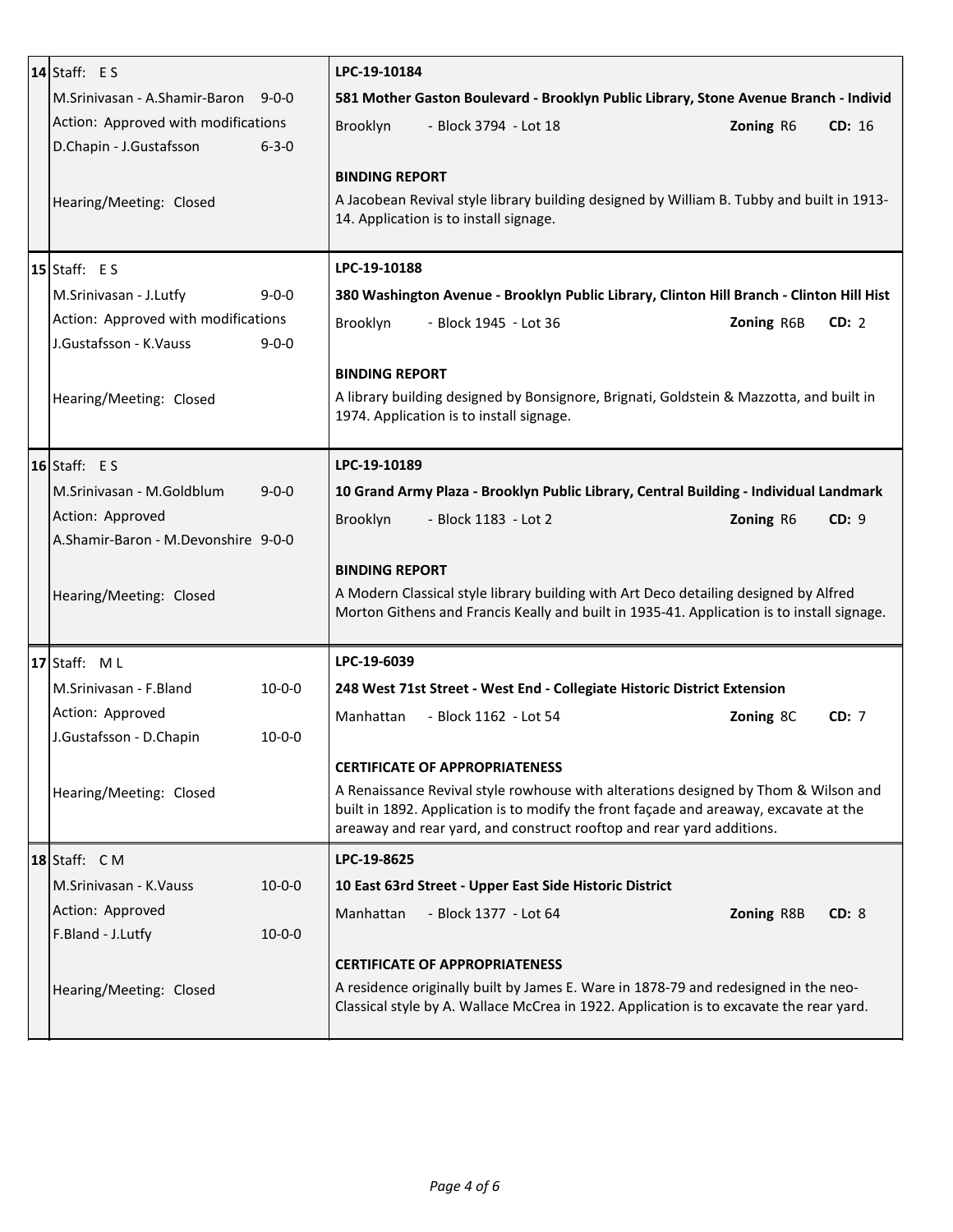| # | Staff / Votes | Application |
|---|---|---|
| 14 | Staff: E S<br>M.Srinivasan - A.Shamir-Baron 9-0-0<br>Action: Approved with modifications<br>D.Chapin - J.Gustafsson 6-3-0<br><br>Hearing/Meeting: Closed | **LPC-19-10184**<br>**581 Mother Gaston Boulevard - Brooklyn Public Library, Stone Avenue Branch - Individ**<br>Brooklyn - Block 3794 - Lot 18 **Zoning** R6 **CD:** 16<br><br>**BINDING REPORT**<br>A Jacobean Revival style library building designed by William B. Tubby and built in 1913-14. Application is to install signage. |
| 15 | Staff: E S<br>M.Srinivasan - J.Lutfy 9-0-0<br>Action: Approved with modifications<br>J.Gustafsson - K.Vauss 9-0-0<br><br>Hearing/Meeting: Closed | **LPC-19-10188**<br>**380 Washington Avenue - Brooklyn Public Library, Clinton Hill Branch - Clinton Hill Hist**<br>Brooklyn - Block 1945 - Lot 36 **Zoning** R6B **CD:** 2<br><br>**BINDING REPORT**<br>A library building designed by Bonsignore, Brignati, Goldstein & Mazzotta, and built in 1974. Application is to install signage. |
| 16 | Staff: E S<br>M.Srinivasan - M.Goldblum 9-0-0<br>Action: Approved<br>A.Shamir-Baron - M.Devonshire 9-0-0<br><br>Hearing/Meeting: Closed | **LPC-19-10189**<br>**10 Grand Army Plaza - Brooklyn Public Library, Central Building - Individual Landmark**<br>Brooklyn - Block 1183 - Lot 2 **Zoning** R6 **CD:** 9<br><br>**BINDING REPORT**<br>A Modern Classical style library building with Art Deco detailing designed by Alfred Morton Githens and Francis Keally and built in 1935-41. Application is to install signage. |
| 17 | Staff: M L<br>M.Srinivasan - F.Bland 10-0-0<br>Action: Approved<br>J.Gustafsson - D.Chapin 10-0-0<br><br>Hearing/Meeting: Closed | **LPC-19-6039**<br>**248 West 71st Street - West End - Collegiate Historic District Extension**<br>Manhattan - Block 1162 - Lot 54 **Zoning** 8C **CD:** 7<br><br>**CERTIFICATE OF APPROPRIATENESS**<br>A Renaissance Revival style rowhouse with alterations designed by Thom & Wilson and built in 1892. Application is to modify the front façade and areaway, excavate at the areaway and rear yard, and construct rooftop and rear yard additions. |
| 18 | Staff: C M<br>M.Srinivasan - K.Vauss 10-0-0<br>Action: Approved<br>F.Bland - J.Lutfy 10-0-0<br><br>Hearing/Meeting: Closed | **LPC-19-8625**<br>**10 East 63rd Street - Upper East Side Historic District**<br>Manhattan - Block 1377 - Lot 64 **Zoning** R8B **CD:** 8<br><br>**CERTIFICATE OF APPROPRIATENESS**<br>A residence originally built by James E. Ware in 1878-79 and redesigned in the neo-Classical style by A. Wallace McCrea in 1922. Application is to excavate the rear yard. |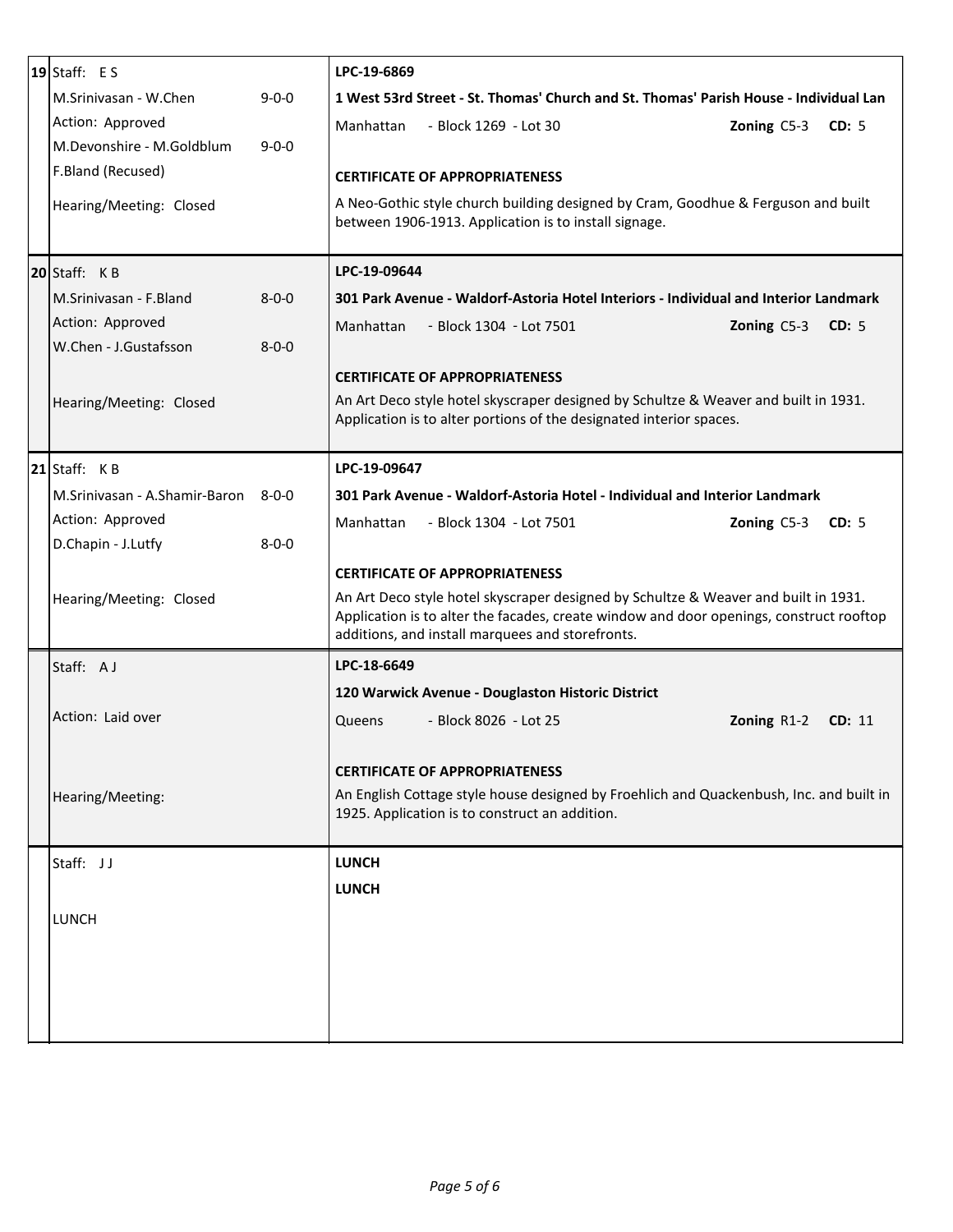| # | Staff / Action | Application |
|---|---|---|
| 19 | Staff: E S<br>M.Srinivasan - W.Chen 9-0-0<br>Action: Approved<br>M.Devonshire - M.Goldblum 9-0-0<br>F.Bland (Recused)<br>Hearing/Meeting: Closed | **LPC-19-6869**<br>**1 West 53rd Street - St. Thomas' Church and St. Thomas' Parish House - Individual Lan**<br>Manhattan - Block 1269 - Lot 30 **Zoning** C5-3 **CD:** 5<br>**CERTIFICATE OF APPROPRIATENESS**<br>A Neo-Gothic style church building designed by Cram, Goodhue & Ferguson and built between 1906-1913. Application is to install signage. |
| 20 | Staff: K B<br>M.Srinivasan - F.Bland 8-0-0<br>Action: Approved<br>W.Chen - J.Gustafsson 8-0-0<br>Hearing/Meeting: Closed | **LPC-19-09644**<br>**301 Park Avenue - Waldorf-Astoria Hotel Interiors - Individual and Interior Landmark**<br>Manhattan - Block 1304 - Lot 7501 **Zoning** C5-3 **CD:** 5<br>**CERTIFICATE OF APPROPRIATENESS**<br>An Art Deco style hotel skyscraper designed by Schultze & Weaver and built in 1931. Application is to alter portions of the designated interior spaces. |
| 21 | Staff: K B<br>M.Srinivasan - A.Shamir-Baron 8-0-0<br>Action: Approved<br>D.Chapin - J.Lutfy 8-0-0<br>Hearing/Meeting: Closed | **LPC-19-09647**<br>**301 Park Avenue - Waldorf-Astoria Hotel - Individual and Interior Landmark**<br>Manhattan - Block 1304 - Lot 7501 **Zoning** C5-3 **CD:** 5<br>**CERTIFICATE OF APPROPRIATENESS**<br>An Art Deco style hotel skyscraper designed by Schultze & Weaver and built in 1931. Application is to alter the facades, create window and door openings, construct rooftop additions, and install marquees and storefronts. |
| | Staff: A J<br>Action: Laid over<br>Hearing/Meeting: | **LPC-18-6649**<br>**120 Warwick Avenue - Douglaston Historic District**<br>Queens - Block 8026 - Lot 25 **Zoning** R1-2 **CD:** 11<br>**CERTIFICATE OF APPROPRIATENESS**<br>An English Cottage style house designed by Froehlich and Quackenbush, Inc. and built in 1925. Application is to construct an addition. |
| | Staff: J J<br>LUNCH | **LUNCH**<br>**LUNCH** |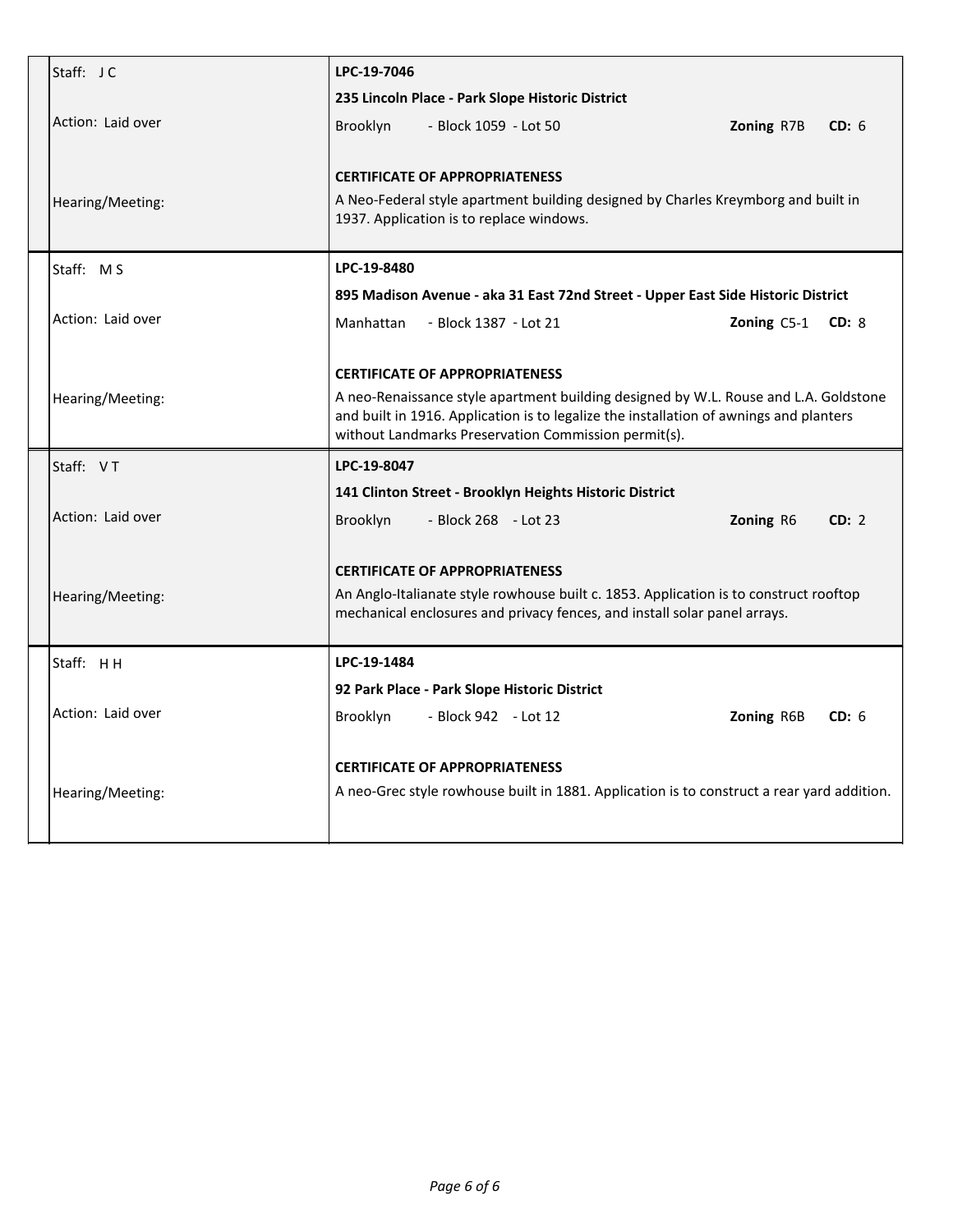| | |
|---|---|
| Staff: J C<br><br>Action: Laid over<br><br>Hearing/Meeting: | **LPC-19-7046**<br>**235 Lincoln Place - Park Slope Historic District**<br>Brooklyn - Block 1059 - Lot 50 **Zoning** R7B **CD:** 6<br><br>**CERTIFICATE OF APPROPRIATENESS**<br>A Neo-Federal style apartment building designed by Charles Kreymborg and built in 1937. Application is to replace windows. |
| Staff: M S<br><br>Action: Laid over<br><br>Hearing/Meeting: | **LPC-19-8480**<br>**895 Madison Avenue - aka 31 East 72nd Street - Upper East Side Historic District**<br>Manhattan - Block 1387 - Lot 21 **Zoning** C5-1 **CD:** 8<br><br>**CERTIFICATE OF APPROPRIATENESS**<br>A neo-Renaissance style apartment building designed by W.L. Rouse and L.A. Goldstone and built in 1916. Application is to legalize the installation of awnings and planters without Landmarks Preservation Commission permit(s). |
| Staff: V T<br><br>Action: Laid over<br><br>Hearing/Meeting: | **LPC-19-8047**<br>**141 Clinton Street - Brooklyn Heights Historic District**<br>Brooklyn - Block 268 - Lot 23 **Zoning** R6 **CD:** 2<br><br>**CERTIFICATE OF APPROPRIATENESS**<br>An Anglo-Italianate style rowhouse built c. 1853. Application is to construct rooftop mechanical enclosures and privacy fences, and install solar panel arrays. |
| Staff: H H<br><br>Action: Laid over<br><br>Hearing/Meeting: | **LPC-19-1484**<br>**92 Park Place - Park Slope Historic District**<br>Brooklyn - Block 942 - Lot 12 **Zoning** R6B **CD:** 6<br><br>**CERTIFICATE OF APPROPRIATENESS**<br>A neo-Grec style rowhouse built in 1881. Application is to construct a rear yard addition. |